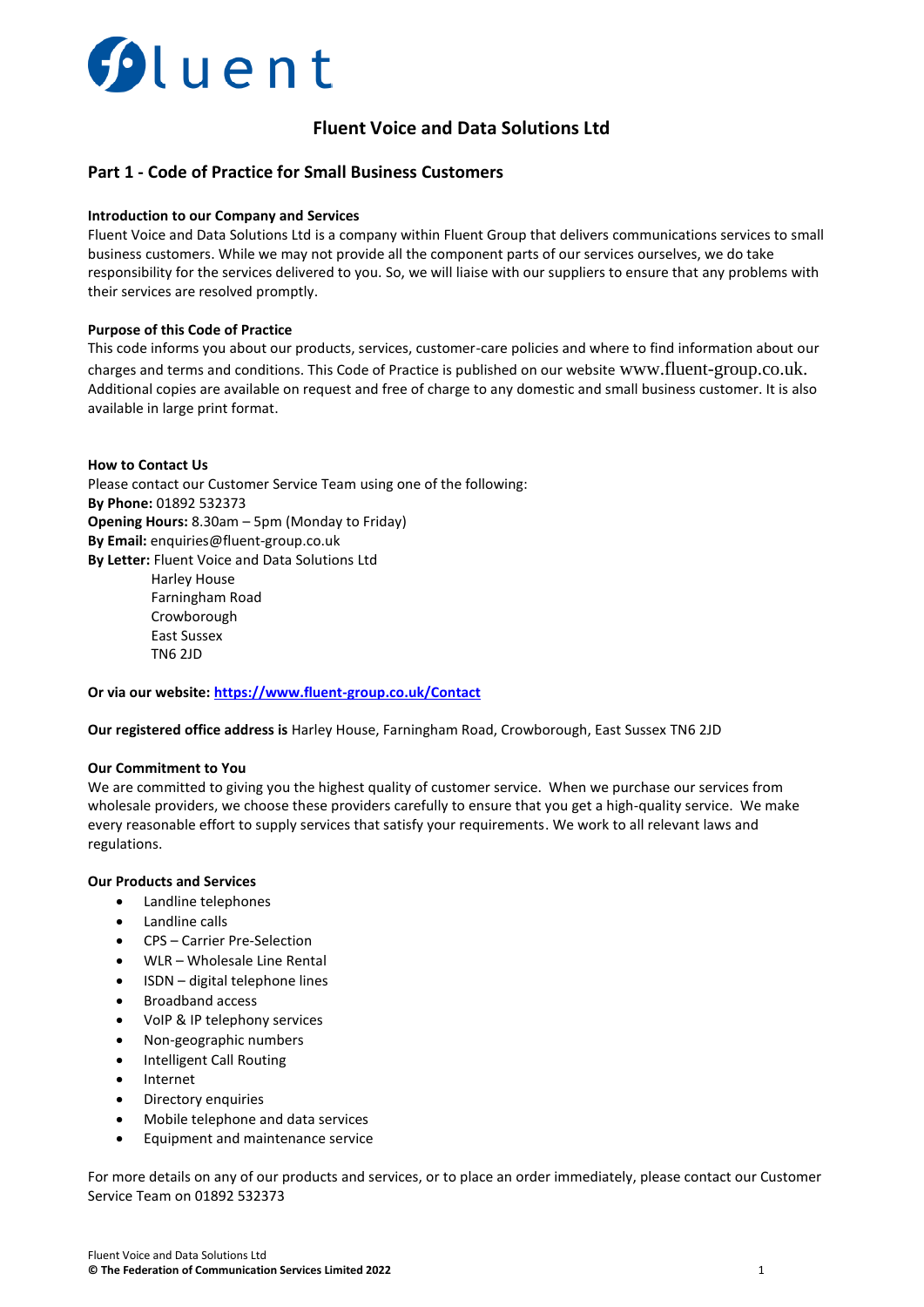fluent

# Fluent Voice and Data Solutions Ltd

## Part 1 - Code of Practice for Small Business Customers

**Introduction to our Company and Services**

Fluent Voice and Data Solutions Ltd is a company within Fluent Group that delivers communications services to small business customers. While we may not provide all the component parts of our services ourselves, we do take responsibility for the services delivered to you. So, we will liaise with our suppliers to ensure that any problems with their services are resolved promptly.

**Purpose of this Code of Practice**

This code informs you about our products, services, customer-care policies and where to find information about our charges and terms and conditions. This Code of Practice is published on our website www.fluent-group.co.uk. Additional copies are available on request and free of charge to any domestic and small business customer. It is also available in large print format.

**How to Contact Us**

Please contact our Customer Service Team using one of the following:

**By Phone:** 01892 532373
**Opening Hours:** 8.30am – 5pm (Monday to Friday)
**By Email:** enquiries@fluent-group.co.uk
**By Letter:** Fluent Voice and Data Solutions Ltd
Harley House
Farningham Road
Crowborough
East Sussex
TN6 2JD

**Or via our website: [https://www.fluent-group.co.uk/Contact](https://www.fluent-group.co.uk/Contact)**

**Our registered office address is** Harley House, Farningham Road, Crowborough, East Sussex TN6 2JD

**Our Commitment to You**

We are committed to giving you the highest quality of customer service. When we purchase our services from wholesale providers, we choose these providers carefully to ensure that you get a high-quality service. We make every reasonable effort to supply services that satisfy your requirements. We work to all relevant laws and regulations.

**Our Products and Services**

- Landline telephones
- Landline calls
- CPS – Carrier Pre-Selection
- WLR – Wholesale Line Rental
- ISDN – digital telephone lines
- Broadband access
- VoIP & IP telephony services
- Non-geographic numbers
- Intelligent Call Routing
- Internet
- Directory enquiries
- Mobile telephone and data services
- Equipment and maintenance service

For more details on any of our products and services, or to place an order immediately, please contact our Customer Service Team on 01892 532373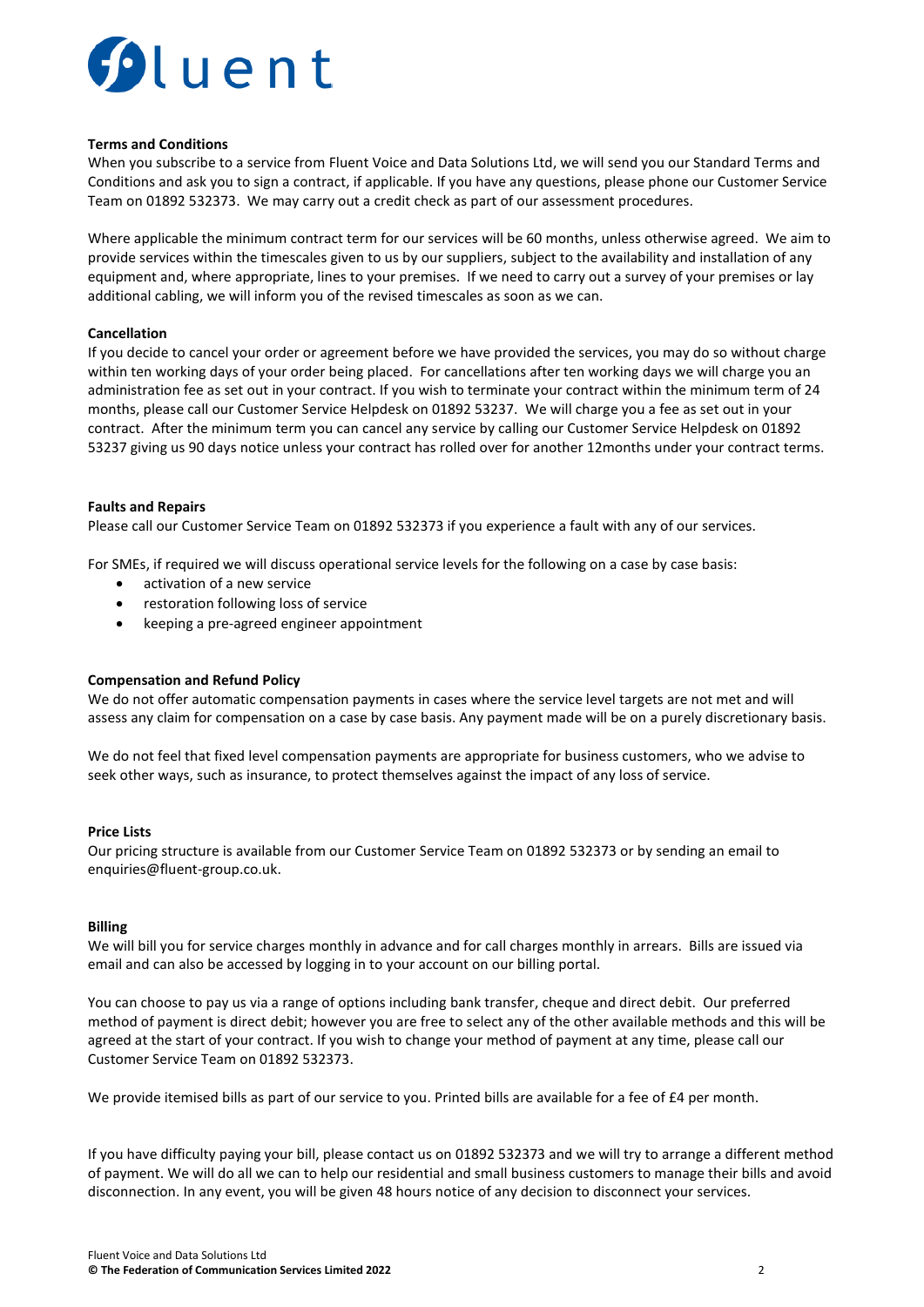# Fluent

**Terms and Conditions**

When you subscribe to a service from Fluent Voice and Data Solutions Ltd, we will send you our Standard Terms and Conditions and ask you to sign a contract, if applicable. If you have any questions, please phone our Customer Service Team on 01892 532373. We may carry out a credit check as part of our assessment procedures.

Where applicable the minimum contract term for our services will be 60 months, unless otherwise agreed. We aim to provide services within the timescales given to us by our suppliers, subject to the availability and installation of any equipment and, where appropriate, lines to your premises. If we need to carry out a survey of your premises or lay additional cabling, we will inform you of the revised timescales as soon as we can.

**Cancellation**

If you decide to cancel your order or agreement before we have provided the services, you may do so without charge within ten working days of your order being placed. For cancellations after ten working days we will charge you an administration fee as set out in your contract. If you wish to terminate your contract within the minimum term of 24 months, please call our Customer Service Helpdesk on 01892 53237. We will charge you a fee as set out in your contract. After the minimum term you can cancel any service by calling our Customer Service Helpdesk on 01892 53237 giving us 90 days notice unless your contract has rolled over for another 12months under your contract terms.

**Faults and Repairs**

Please call our Customer Service Team on 01892 532373 if you experience a fault with any of our services.

For SMEs, if required we will discuss operational service levels for the following on a case by case basis:

- activation of a new service
- restoration following loss of service
- keeping a pre-agreed engineer appointment

**Compensation and Refund Policy**

We do not offer automatic compensation payments in cases where the service level targets are not met and will assess any claim for compensation on a case by case basis. Any payment made will be on a purely discretionary basis.

We do not feel that fixed level compensation payments are appropriate for business customers, who we advise to seek other ways, such as insurance, to protect themselves against the impact of any loss of service.

**Price Lists**

Our pricing structure is available from our Customer Service Team on 01892 532373 or by sending an email to enquiries@fluent-group.co.uk.

**Billing**

We will bill you for service charges monthly in advance and for call charges monthly in arrears. Bills are issued via email and can also be accessed by logging in to your account on our billing portal.

You can choose to pay us via a range of options including bank transfer, cheque and direct debit. Our preferred method of payment is direct debit; however you are free to select any of the other available methods and this will be agreed at the start of your contract. If you wish to change your method of payment at any time, please call our Customer Service Team on 01892 532373.

We provide itemised bills as part of our service to you. Printed bills are available for a fee of £4 per month.

If you have difficulty paying your bill, please contact us on 01892 532373 and we will try to arrange a different method of payment. We will do all we can to help our residential and small business customers to manage their bills and avoid disconnection. In any event, you will be given 48 hours notice of any decision to disconnect your services.

Fluent Voice and Data Solutions Ltd
**© The Federation of Communication Services Limited 2022**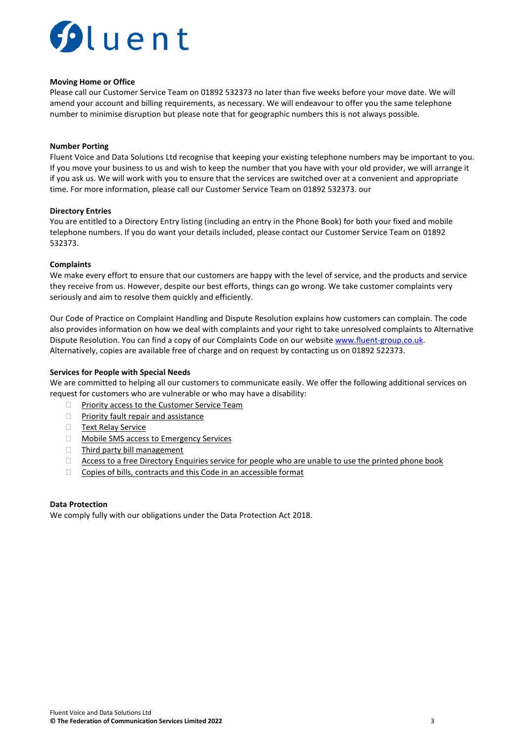# fluent

**Moving Home or Office**

Please call our Customer Service Team on 01892 532373 no later than five weeks before your move date. We will amend your account and billing requirements, as necessary. We will endeavour to offer you the same telephone number to minimise disruption but please note that for geographic numbers this is not always possible.

**Number Porting**

Fluent Voice and Data Solutions Ltd recognise that keeping your existing telephone numbers may be important to you. If you move your business to us and wish to keep the number that you have with your old provider, we will arrange it if you ask us. We will work with you to ensure that the services are switched over at a convenient and appropriate time. For more information, please call our Customer Service Team on 01892 532373. our

**Directory Entries**

You are entitled to a Directory Entry listing (including an entry in the Phone Book) for both your fixed and mobile telephone numbers. If you do want your details included, please contact our Customer Service Team on 01892 532373.

**Complaints**

We make every effort to ensure that our customers are happy with the level of service, and the products and service they receive from us. However, despite our best efforts, things can go wrong. We take customer complaints very seriously and aim to resolve them quickly and efficiently.

Our Code of Practice on Complaint Handling and Dispute Resolution explains how customers can complain. The code also provides information on how we deal with complaints and your right to take unresolved complaints to Alternative Dispute Resolution. You can find a copy of our Complaints Code on our website www.fluent-group.co.uk. Alternatively, copies are available free of charge and on request by contacting us on 01892 522373.

**Services for People with Special Needs**

We are committed to helping all our customers to communicate easily. We offer the following additional services on request for customers who are vulnerable or who may have a disability:

- Priority access to the Customer Service Team
- Priority fault repair and assistance
- Text Relay Service
- Mobile SMS access to Emergency Services
- Third party bill management
- Access to a free Directory Enquiries service for people who are unable to use the printed phone book
- Copies of bills, contracts and this Code in an accessible format

**Data Protection**

We comply fully with our obligations under the Data Protection Act 2018.

Fluent Voice and Data Solutions Ltd
**© The Federation of Communication Services Limited 2022**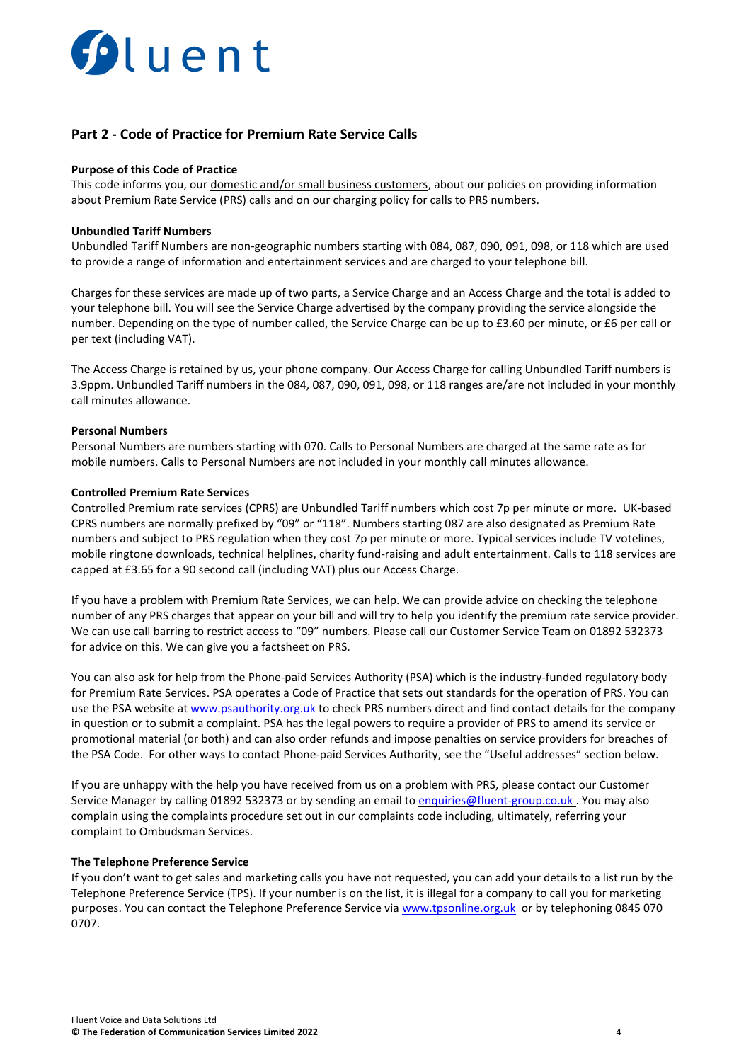## Part 2 - Code of Practice for Premium Rate Service Calls

**Purpose of this Code of Practice**

This code informs you, our domestic and/or small business customers, about our policies on providing information about Premium Rate Service (PRS) calls and on our charging policy for calls to PRS numbers.

**Unbundled Tariff Numbers**

Unbundled Tariff Numbers are non-geographic numbers starting with 084, 087, 090, 091, 098, or 118 which are used to provide a range of information and entertainment services and are charged to your telephone bill.

Charges for these services are made up of two parts, a Service Charge and an Access Charge and the total is added to your telephone bill. You will see the Service Charge advertised by the company providing the service alongside the number. Depending on the type of number called, the Service Charge can be up to £3.60 per minute, or £6 per call or per text (including VAT).

The Access Charge is retained by us, your phone company. Our Access Charge for calling Unbundled Tariff numbers is 3.9ppm. Unbundled Tariff numbers in the 084, 087, 090, 091, 098, or 118 ranges are/are not included in your monthly call minutes allowance.

**Personal Numbers**

Personal Numbers are numbers starting with 070. Calls to Personal Numbers are charged at the same rate as for mobile numbers. Calls to Personal Numbers are not included in your monthly call minutes allowance.

**Controlled Premium Rate Services**

Controlled Premium rate services (CPRS) are Unbundled Tariff numbers which cost 7p per minute or more. UK-based CPRS numbers are normally prefixed by "09" or "118". Numbers starting 087 are also designated as Premium Rate numbers and subject to PRS regulation when they cost 7p per minute or more. Typical services include TV votelines, mobile ringtone downloads, technical helplines, charity fund-raising and adult entertainment. Calls to 118 services are capped at £3.65 for a 90 second call (including VAT) plus our Access Charge.

If you have a problem with Premium Rate Services, we can help. We can provide advice on checking the telephone number of any PRS charges that appear on your bill and will try to help you identify the premium rate service provider. We can use call barring to restrict access to "09" numbers. Please call our Customer Service Team on 01892 532373 for advice on this. We can give you a factsheet on PRS.

You can also ask for help from the Phone-paid Services Authority (PSA) which is the industry-funded regulatory body for Premium Rate Services. PSA operates a Code of Practice that sets out standards for the operation of PRS. You can use the PSA website at [www.psauthority.org.uk](http://www.psauthority.org.uk) to check PRS numbers direct and find contact details for the company in question or to submit a complaint. PSA has the legal powers to require a provider of PRS to amend its service or promotional material (or both) and can also order refunds and impose penalties on service providers for breaches of the PSA Code. For other ways to contact Phone-paid Services Authority, see the "Useful addresses" section below.

If you are unhappy with the help you have received from us on a problem with PRS, please contact our Customer Service Manager by calling 01892 532373 or by sending an email to [enquiries@fluent-group.co.uk](mailto:enquiries@fluent-group.co.uk) . You may also complain using the complaints procedure set out in our complaints code including, ultimately, referring your complaint to Ombudsman Services.

**The Telephone Preference Service**

If you don't want to get sales and marketing calls you have not requested, you can add your details to a list run by the Telephone Preference Service (TPS). If your number is on the list, it is illegal for a company to call you for marketing purposes. You can contact the Telephone Preference Service via [www.tpsonline.org.uk](http://www.tpsonline.org.uk) or by telephoning 0845 070 0707.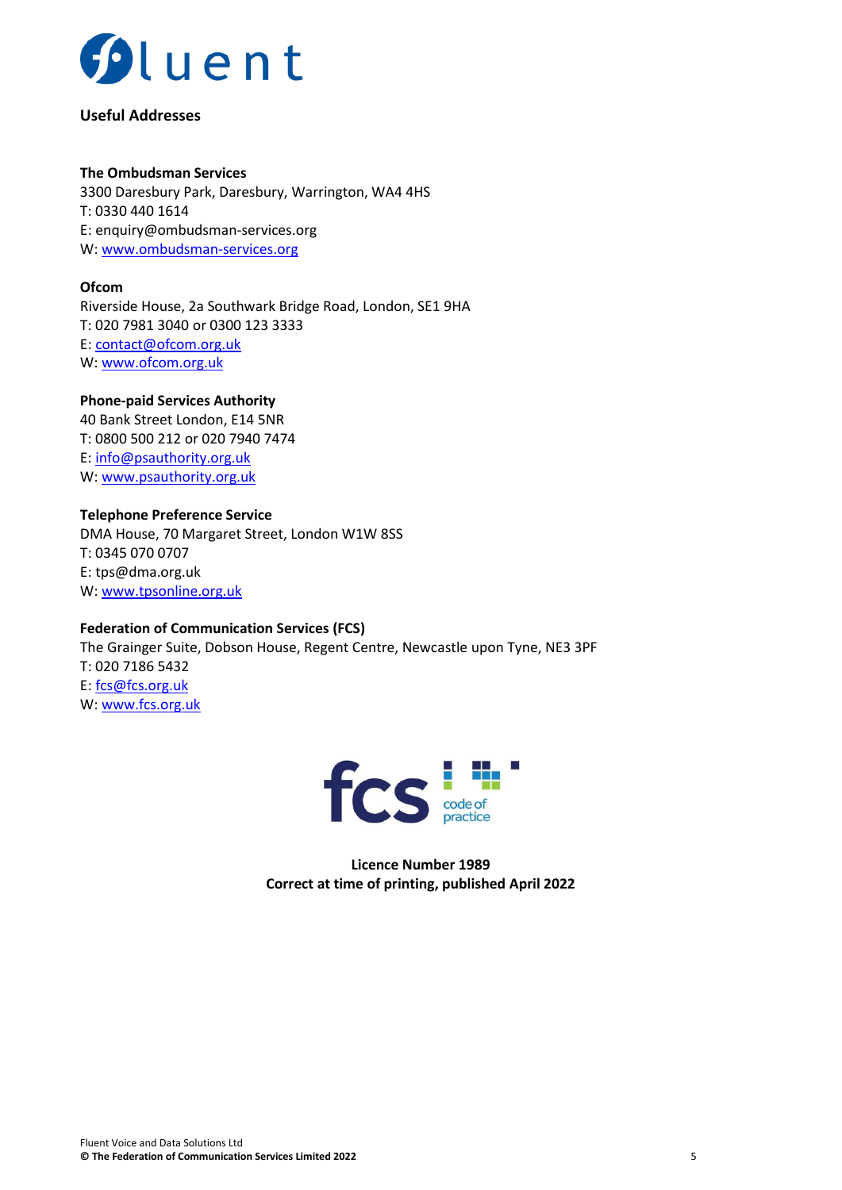## Useful Addresses

**The Ombudsman Services**
3300 Daresbury Park, Daresbury, Warrington, WA4 4HS
T: 0330 440 1614
E: enquiry@ombudsman-services.org
W: www.ombudsman-services.org

**Ofcom**
Riverside House, 2a Southwark Bridge Road, London, SE1 9HA
T: 020 7981 3040 or 0300 123 3333
E: contact@ofcom.org.uk
W: www.ofcom.org.uk

**Phone-paid Services Authority**
40 Bank Street London, E14 5NR
T: 0800 500 212 or 020 7940 7474
E: info@psauthority.org.uk
W: www.psauthority.org.uk

**Telephone Preference Service**
DMA House, 70 Margaret Street, London W1W 8SS
T: 0345 070 0707
E: tps@dma.org.uk
W: www.tpsonline.org.uk

**Federation of Communication Services (FCS)**
The Grainger Suite, Dobson House, Regent Centre, Newcastle upon Tyne, NE3 3PF
T: 020 7186 5432
E: fcs@fcs.org.uk
W: www.fcs.org.uk

**Licence Number 1989**
**Correct at time of printing, published April 2022**

Fluent Voice and Data Solutions Ltd
**© The Federation of Communication Services Limited 2022**